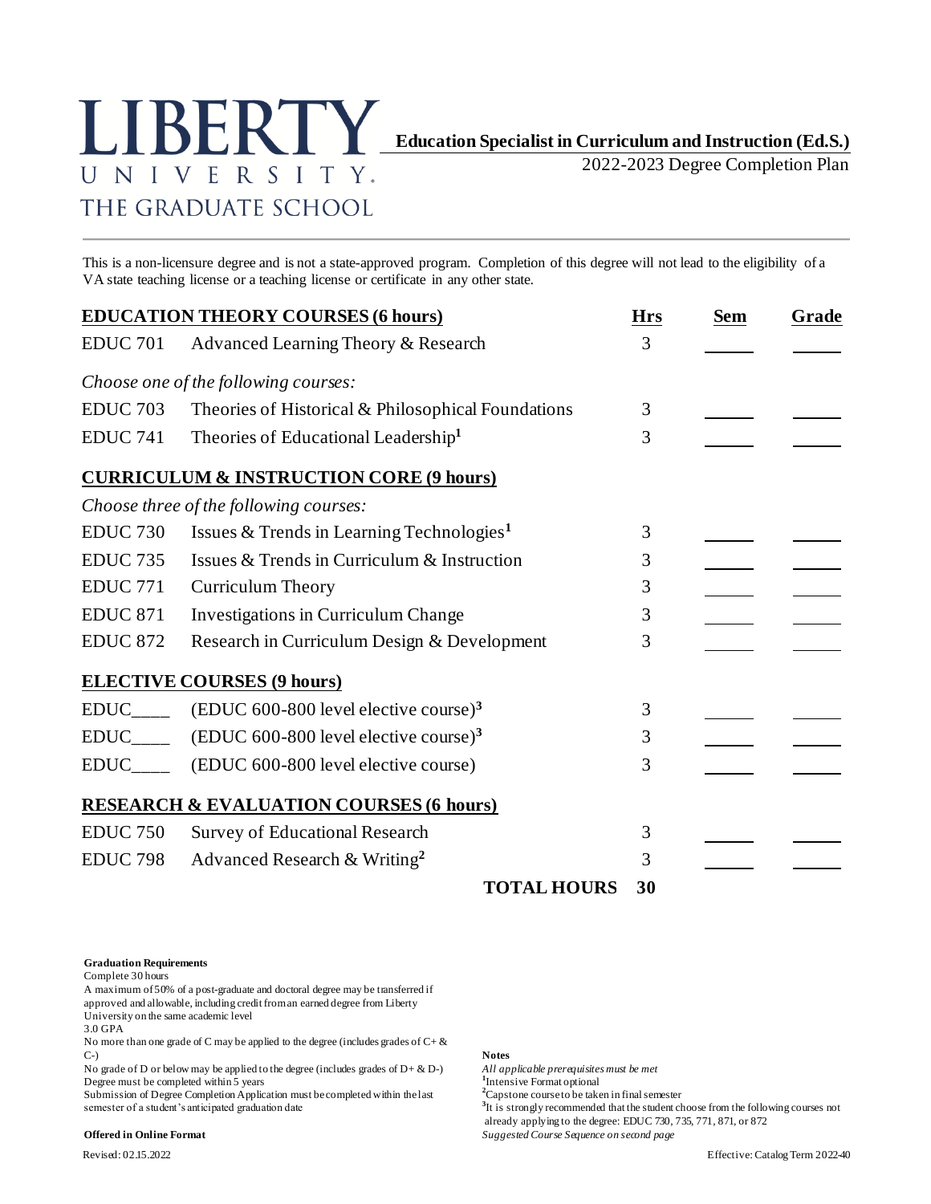# LIBERTY UNIVERSITY. THE GRADUATE SCHOOL

## Education Specialist in Curriculum and Instruction (Ed.S.)

2022-2023 Degree Completion Plan

This is a non-licensure degree and is not a state-approved program. Completion of this degree will not lead to the eligibility of a VA state teaching license or a teaching license or certificate in any other state.

| **EDUCATION THEORY COURSES (6 hours)** | | **Hrs** | **Sem** | **Grade** |
|---|---|---|---|---|
| EDUC 701 | Advanced Learning Theory & Research | 3 | ______ | ______ |
| *Choose one of the following courses:* | | | | |
| EDUC 703 | Theories of Historical & Philosophical Foundations | 3 | ______ | ______ |
| EDUC 741 | Theories of Educational Leadership[1] | 3 | ______ | ______ |
| **CURRICULUM & INSTRUCTION CORE (9 hours)** | | | | |
| *Choose three of the following courses:* | | | | |
| EDUC 730 | Issues & Trends in Learning Technologies[1] | 3 | ______ | ______ |
| EDUC 735 | Issues & Trends in Curriculum & Instruction | 3 | ______ | ______ |
| EDUC 771 | Curriculum Theory | 3 | ______ | ______ |
| EDUC 871 | Investigations in Curriculum Change | 3 | ______ | ______ |
| EDUC 872 | Research in Curriculum Design & Development | 3 | ______ | ______ |
| **ELECTIVE COURSES (9 hours)** | | | | |
| EDUC____ | (EDUC 600-800 level elective course)[3] | 3 | ______ | ______ |
| EDUC____ | (EDUC 600-800 level elective course)[3] | 3 | ______ | ______ |
| EDUC____ | (EDUC 600-800 level elective course) | 3 | ______ | ______ |
| **RESEARCH & EVALUATION COURSES (6 hours)** | | | | |
| EDUC 750 | Survey of Educational Research | 3 | ______ | ______ |
| EDUC 798 | Advanced Research & Writing[2] | 3 | ______ | ______ |
| | **TOTAL HOURS** | **30** | | |

**Graduation Requirements**

Complete 30 hours

A maximum of 50% of a post-graduate and doctoral degree may be transferred if approved and allowable, including credit from an earned degree from Liberty University on the same academic level

3.0 GPA

No more than one grade of C may be applied to the degree (includes grades of C+ & C-)

No grade of D or below may be applied to the degree (includes grades of D+ & D-)

Degree must be completed within 5 years

Submission of Degree Completion Application must be completed within the last semester of a student's anticipated graduation date

**Offered in Online Format**

**Notes**

*All applicable prerequisites must be met*

[1]Intensive Format optional

[2]Capstone course to be taken in final semester

[3]It is strongly recommended that the student choose from the following courses not already applying to the degree: EDUC 730, 735, 771, 871, or 872

*Suggested Course Sequence on second page*

Revised: 02.15.2022

Effective: Catalog Term 2022-40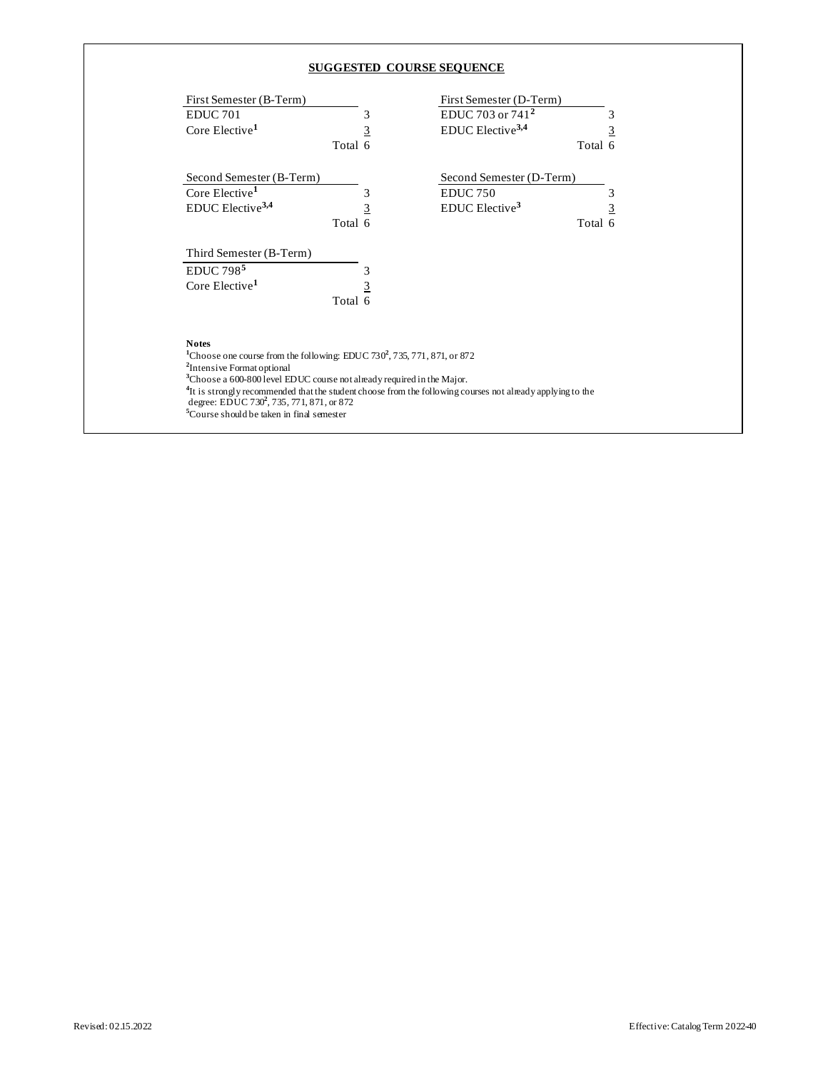## SUGGESTED COURSE SEQUENCE

| First Semester (B-Term) | |
|---|---|
| EDUC 701 | 3 |
| Core Elective[1] | 3 |
| Total | 6 |

| First Semester (D-Term) | |
|---|---|
| EDUC 703 or 741[2] | 3 |
| EDUC Elective[3,4] | 3 |
| Total | 6 |

| Second Semester (B-Term) | |
|---|---|
| Core Elective[1] | 3 |
| EDUC Elective[3,4] | 3 |
| Total | 6 |

| Second Semester (D-Term) | |
|---|---|
| EDUC 750 | 3 |
| EDUC Elective[3] | 3 |
| Total | 6 |

| Third Semester (B-Term) | |
|---|---|
| EDUC 798[5] | 3 |
| Core Elective[1] | 3 |
| Total | 6 |

**Notes**

[1]Choose one course from the following: EDUC 730[2], 735, 771, 871, or 872

[2]Intensive Format optional

[3]Choose a 600-800 level EDUC course not already required in the Major.

[4]It is strongly recommended that the student choose from the following courses not already applying to the degree: EDUC 730[2], 735, 771, 871, or 872

[5]Course should be taken in final semester

Revised: 02.15.2022

Effective: Catalog Term 2022-40